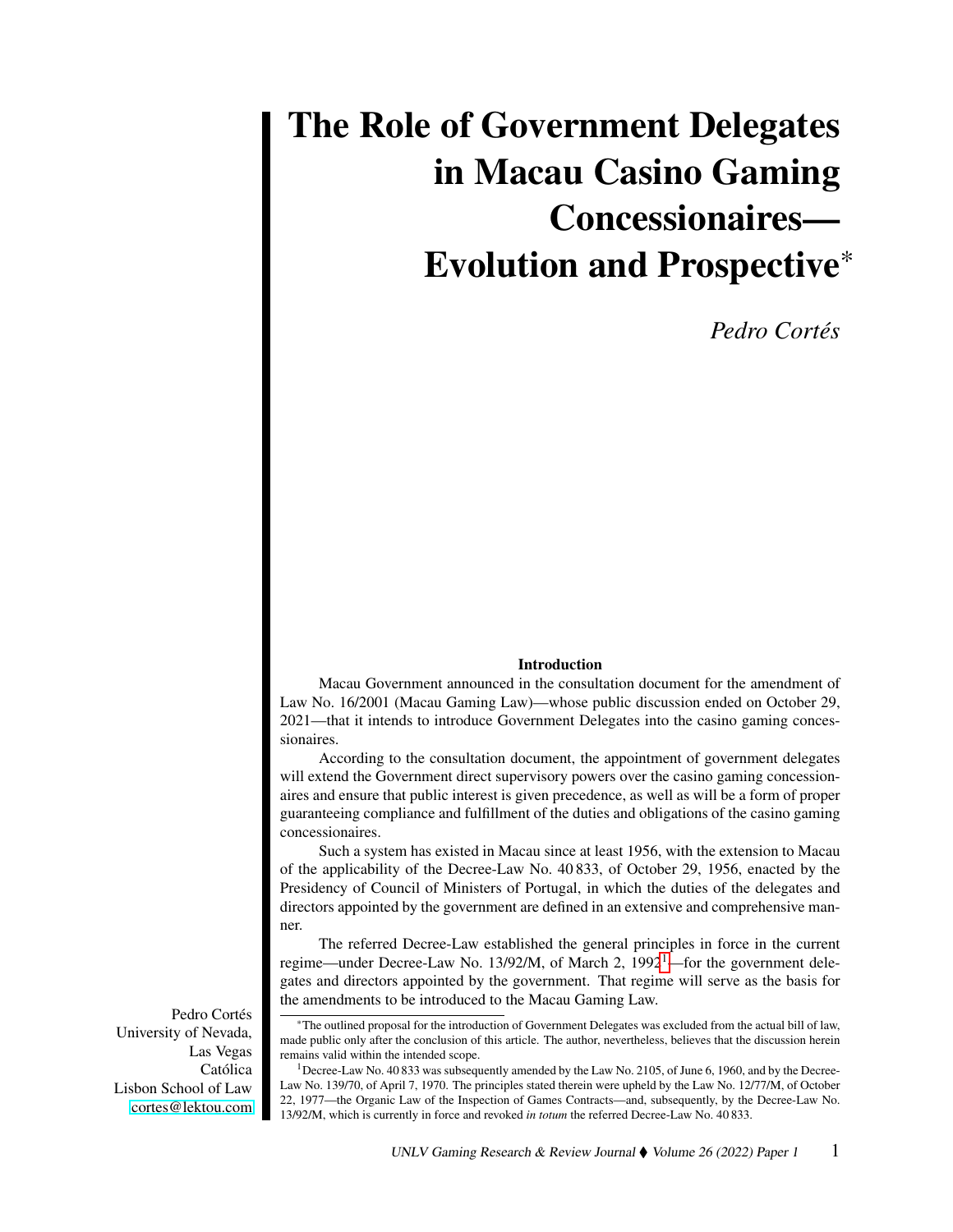# The Role of Government Delegates in Macau Casino Gaming Concessionaires—Evolution and Prospective*

*Pedro Cortés*

Pedro Cortés
University of Nevada, Las Vegas
Católica Lisbon School of Law
cortes@lektou.com

## Introduction

Macau Government announced in the consultation document for the amendment of Law No. 16/2001 (Macau Gaming Law)—whose public discussion ended on October 29, 2021—that it intends to introduce Government Delegates into the casino gaming concessionaires.

According to the consultation document, the appointment of government delegates will extend the Government direct supervisory powers over the casino gaming concessionaires and ensure that public interest is given precedence, as well as will be a form of proper guaranteeing compliance and fulfillment of the duties and obligations of the casino gaming concessionaires.

Such a system has existed in Macau since at least 1956, with the extension to Macau of the applicability of the Decree-Law No. 40 833, of October 29, 1956, enacted by the Presidency of Council of Ministers of Portugal, in which the duties of the delegates and directors appointed by the government are defined in an extensive and comprehensive manner.

The referred Decree-Law established the general principles in force in the current regime—under Decree-Law No. 13/92/M, of March 2, 1992[1]—for the government delegates and directors appointed by the government. That regime will serve as the basis for the amendments to be introduced to the Macau Gaming Law.

---

*The outlined proposal for the introduction of Government Delegates was excluded from the actual bill of law, made public only after the conclusion of this article. The author, nevertheless, believes that the discussion herein remains valid within the intended scope.

[1] Decree-Law No. 40 833 was subsequently amended by the Law No. 2105, of June 6, 1960, and by the Decree-Law No. 139/70, of April 7, 1970. The principles stated therein were upheld by the Law No. 12/77/M, of October 22, 1977—the Organic Law of the Inspection of Games Contracts—and, subsequently, by the Decree-Law No. 13/92/M, which is currently in force and revoked *in totum* the referred Decree-Law No. 40 833.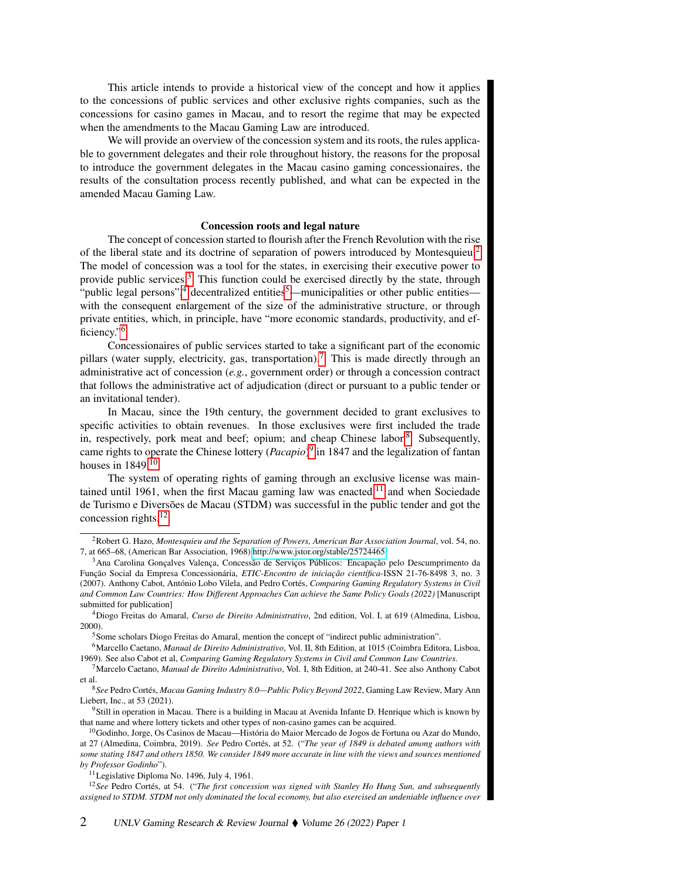This article intends to provide a historical view of the concept and how it applies to the concessions of public services and other exclusive rights companies, such as the concessions for casino games in Macau, and to resort the regime that may be expected when the amendments to the Macau Gaming Law are introduced.

We will provide an overview of the concession system and its roots, the rules applicable to government delegates and their role throughout history, the reasons for the proposal to introduce the government delegates in the Macau casino gaming concessionaires, the results of the consultation process recently published, and what can be expected in the amended Macau Gaming Law.

### Concession roots and legal nature

The concept of concession started to flourish after the French Revolution with the rise of the liberal state and its doctrine of separation of powers introduced by Montesquieu.[2] The model of concession was a tool for the states, in exercising their executive power to provide public services.[3] This function could be exercised directly by the state, through "public legal persons",[4] decentralized entities[5]—municipalities or other public entities—with the consequent enlargement of the size of the administrative structure, or through private entities, which, in principle, have "more economic standards, productivity, and efficiency."[6]

Concessionaires of public services started to take a significant part of the economic pillars (water supply, electricity, gas, transportation).[7] This is made directly through an administrative act of concession (*e.g.*, government order) or through a concession contract that follows the administrative act of adjudication (direct or pursuant to a public tender or an invitational tender).

In Macau, since the 19th century, the government decided to grant exclusives to specific activities to obtain revenues. In those exclusives were first included the trade in, respectively, pork meat and beef; opium; and cheap Chinese labor.[8] Subsequently, came rights to operate the Chinese lottery (*Pacapio*)[9] in 1847 and the legalization of fantan houses in 1849.[10]

The system of operating rights of gaming through an exclusive license was maintained until 1961, when the first Macau gaming law was enacted[11] and when Sociedade de Turismo e Diversões de Macau (STDM) was successful in the public tender and got the concession rights.[12]

---

[2] Robert G. Hazo, *Montesquieu and the Separation of Powers, American Bar Association Journal*, vol. 54, no. 7, at 665–68, (American Bar Association, 1968) http://www.jstor.org/stable/25724465.

[3] Ana Carolina Gonçalves Valença, Concessão de Serviços Públicos: Encampação pelo Descumprimento da Função Social da Empresa Concessionária, *ETIC-Encontro de iniciação científica*-ISSN 21-76-8498 3, no. 3 (2007). Anthony Cabot, António Lobo Vilela, and Pedro Cortés, *Comparing Gaming Regulatory Systems in Civil and Common Law Countries: How Different Approaches Can achieve the Same Policy Goals (2022)* [Manuscript submitted for publication]

[4] Diogo Freitas do Amaral, *Curso de Direito Administrativo*, 2nd edition, Vol. I, at 619 (Almedina, Lisboa, 2000).

[5] Some scholars Diogo Freitas do Amaral, mention the concept of "indirect public administration".

[6] Marcello Caetano, *Manual de Direito Administrativo*, Vol. II, 8th Edition, at 1015 (Coimbra Editora, Lisboa, 1969). See also Cabot et al, *Comparing Gaming Regulatory Systems in Civil and Common Law Countries.*

[7] Marcelo Caetano, *Manual de Direito Administrativo*, Vol. I, 8th Edition, at 240-41. See also Anthony Cabot et al.

[8] *See* Pedro Cortés, *Macau Gaming Industry 8.0—Public Policy Beyond 2022*, Gaming Law Review, Mary Ann Liebert, Inc., at 53 (2021).

[9] Still in operation in Macau. There is a building in Macau at Avenida Infante D. Henrique which is known by that name and where lottery tickets and other types of non-casino games can be acquired.

[10] Godinho, Jorge, Os Casinos de Macau—História do Maior Mercado de Jogos de Fortuna ou Azar do Mundo, at 27 (Almedina, Coimbra, 2019). *See* Pedro Cortés, at 52. ("*The year of 1849 is debated among authors with some stating 1847 and others 1850. We consider 1849 more accurate in line with the views and sources mentioned by Professor Godinho*").

[11] Legislative Diploma No. 1496, July 4, 1961.

[12] *See* Pedro Cortés, at 54. ("*The first concession was signed with Stanley Ho Hung Sun, and subsequently assigned to STDM. STDM not only dominated the local economy, but also exercised an undeniable influence over*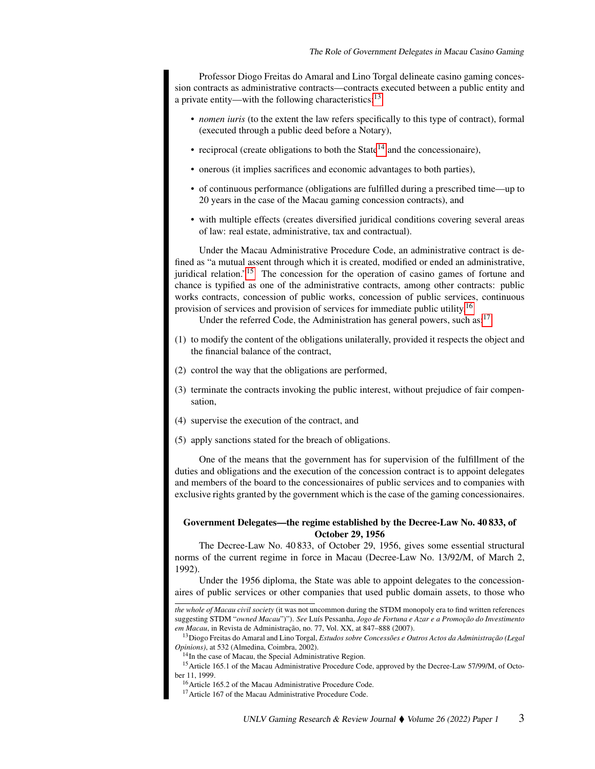Professor Diogo Freitas do Amaral and Lino Torgal delineate casino gaming concession contracts as administrative contracts—contracts executed between a public entity and a private entity—with the following characteristics:[13]

- *nomen iuris* (to the extent the law refers specifically to this type of contract), formal (executed through a public deed before a Notary),
- reciprocal (create obligations to both the State[14] and the concessionaire),
- onerous (it implies sacrifices and economic advantages to both parties),
- of continuous performance (obligations are fulfilled during a prescribed time—up to 20 years in the case of the Macau gaming concession contracts), and
- with multiple effects (creates diversified juridical conditions covering several areas of law: real estate, administrative, tax and contractual).

Under the Macau Administrative Procedure Code, an administrative contract is defined as "a mutual assent through which it is created, modified or ended an administrative, juridical relation."[15] The concession for the operation of casino games of fortune and chance is typified as one of the administrative contracts, among other contracts: public works contracts, concession of public works, concession of public services, continuous provision of services and provision of services for immediate public utility.[16]

Under the referred Code, the Administration has general powers, such as:[17]

(1) to modify the content of the obligations unilaterally, provided it respects the object and the financial balance of the contract,

(2) control the way that the obligations are performed,

(3) terminate the contracts invoking the public interest, without prejudice of fair compensation,

(4) supervise the execution of the contract, and

(5) apply sanctions stated for the breach of obligations.

One of the means that the government has for supervision of the fulfillment of the duties and obligations and the execution of the concession contract is to appoint delegates and members of the board to the concessionaires of public services and to companies with exclusive rights granted by the government which is the case of the gaming concessionaires.

## Government Delegates—the regime established by the Decree-Law No. 40 833, of October 29, 1956

The Decree-Law No. 40 833, of October 29, 1956, gives some essential structural norms of the current regime in force in Macau (Decree-Law No. 13/92/M, of March 2, 1992).

Under the 1956 diploma, the State was able to appoint delegates to the concessionaires of public services or other companies that used public domain assets, to those who

---

*the whole of Macau civil society* (it was not uncommon during the STDM monopoly era to find written references suggesting STDM "*owned Macau*")"). *See* Luís Pessanha, *Jogo de Fortuna e Azar e a Promoção do Investimento em Macau*, in Revista de Administração, no. 77, Vol. XX, at 847–888 (2007).

[13] Diogo Freitas do Amaral and Lino Torgal, *Estudos sobre Concessões e Outros Actos da Administração (Legal Opinions)*, at 532 (Almedina, Coimbra, 2002).

[14] In the case of Macau, the Special Administrative Region.

[15] Article 165.1 of the Macau Administrative Procedure Code, approved by the Decree-Law 57/99/M, of October 11, 1999.

[16] Article 165.2 of the Macau Administrative Procedure Code.

[17] Article 167 of the Macau Administrative Procedure Code.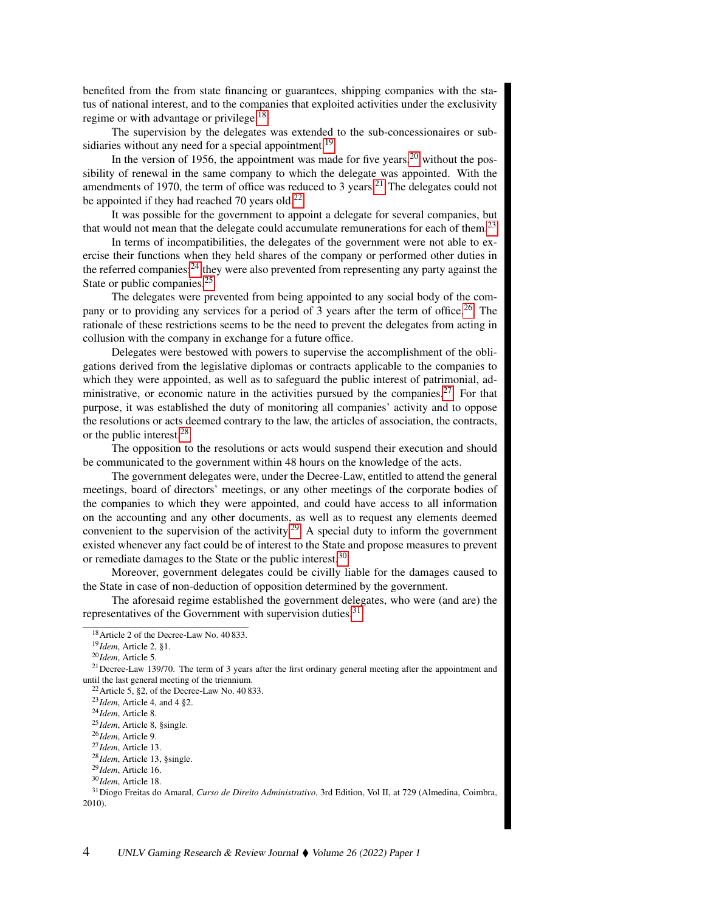benefited from the from state financing or guarantees, shipping companies with the status of national interest, and to the companies that exploited activities under the exclusivity regime or with advantage or privilege.[18]

The supervision by the delegates was extended to the sub-concessionaires or subsidiaries without any need for a special appointment.[19]

In the version of 1956, the appointment was made for five years,[20] without the possibility of renewal in the same company to which the delegate was appointed. With the amendments of 1970, the term of office was reduced to 3 years.[21] The delegates could not be appointed if they had reached 70 years old.[22]

It was possible for the government to appoint a delegate for several companies, but that would not mean that the delegate could accumulate remunerations for each of them.[23]

In terms of incompatibilities, the delegates of the government were not able to exercise their functions when they held shares of the company or performed other duties in the referred companies;[24] they were also prevented from representing any party against the State or public companies.[25]

The delegates were prevented from being appointed to any social body of the company or to providing any services for a period of 3 years after the term of office.[26] The rationale of these restrictions seems to be the need to prevent the delegates from acting in collusion with the company in exchange for a future office.

Delegates were bestowed with powers to supervise the accomplishment of the obligations derived from the legislative diplomas or contracts applicable to the companies to which they were appointed, as well as to safeguard the public interest of patrimonial, administrative, or economic nature in the activities pursued by the companies.[27] For that purpose, it was established the duty of monitoring all companies' activity and to oppose the resolutions or acts deemed contrary to the law, the articles of association, the contracts, or the public interest.[28]

The opposition to the resolutions or acts would suspend their execution and should be communicated to the government within 48 hours on the knowledge of the acts.

The government delegates were, under the Decree-Law, entitled to attend the general meetings, board of directors' meetings, or any other meetings of the corporate bodies of the companies to which they were appointed, and could have access to all information on the accounting and any other documents, as well as to request any elements deemed convenient to the supervision of the activity.[29] A special duty to inform the government existed whenever any fact could be of interest to the State and propose measures to prevent or remediate damages to the State or the public interest.[30]

Moreover, government delegates could be civilly liable for the damages caused to the State in case of non-deduction of opposition determined by the government.

The aforesaid regime established the government delegates, who were (and are) the representatives of the Government with supervision duties.[31]

---

[18] Article 2 of the Decree-Law No. 40 833.

[19] *Idem*, Article 2, §1.

[20] *Idem*, Article 5.

[21] Decree-Law 139/70. The term of 3 years after the first ordinary general meeting after the appointment and until the last general meeting of the triennium.

[22] Article 5, §2, of the Decree-Law No. 40 833.

[23] *Idem*, Article 4, and 4 §2.

[24] *Idem*, Article 8.

[25] *Idem*, Article 8, §single.

[26] *Idem*, Article 9.

[27] *Idem*, Article 13.

[28] *Idem*, Article 13, §single.

[29] *Idem*, Article 16.

[30] *Idem*, Article 18.

[31] Diogo Freitas do Amaral, *Curso de Direito Administrativo*, 3rd Edition, Vol II, at 729 (Almedina, Coimbra, 2010).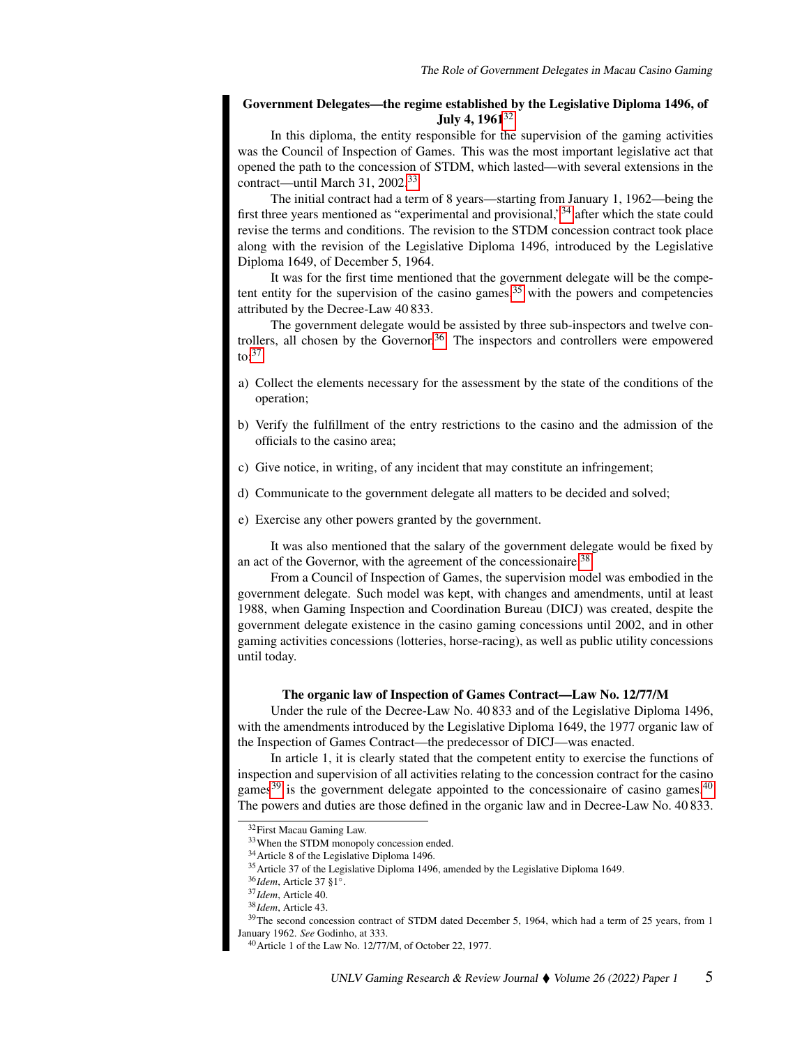### Government Delegates—the regime established by the Legislative Diploma 1496, of July 4, 1961[32]

In this diploma, the entity responsible for the supervision of the gaming activities was the Council of Inspection of Games. This was the most important legislative act that opened the path to the concession of STDM, which lasted—with several extensions in the contract—until March 31, 2002.[33]

The initial contract had a term of 8 years—starting from January 1, 1962—being the first three years mentioned as "experimental and provisional,"[34] after which the state could revise the terms and conditions. The revision to the STDM concession contract took place along with the revision of the Legislative Diploma 1496, introduced by the Legislative Diploma 1649, of December 5, 1964.

It was for the first time mentioned that the government delegate will be the competent entity for the supervision of the casino games,[35] with the powers and competencies attributed by the Decree-Law 40 833.

The government delegate would be assisted by three sub-inspectors and twelve controllers, all chosen by the Governor.[36] The inspectors and controllers were empowered to:[37]

a) Collect the elements necessary for the assessment by the state of the conditions of the operation;

b) Verify the fulfillment of the entry restrictions to the casino and the admission of the officials to the casino area;

c) Give notice, in writing, of any incident that may constitute an infringement;

d) Communicate to the government delegate all matters to be decided and solved;

e) Exercise any other powers granted by the government.

It was also mentioned that the salary of the government delegate would be fixed by an act of the Governor, with the agreement of the concessionaire.[38]

From a Council of Inspection of Games, the supervision model was embodied in the government delegate. Such model was kept, with changes and amendments, until at least 1988, when Gaming Inspection and Coordination Bureau (DICJ) was created, despite the government delegate existence in the casino gaming concessions until 2002, and in other gaming activities concessions (lotteries, horse-racing), as well as public utility concessions until today.

### The organic law of Inspection of Games Contract—Law No. 12/77/M

Under the rule of the Decree-Law No. 40 833 and of the Legislative Diploma 1496, with the amendments introduced by the Legislative Diploma 1649, the 1977 organic law of the Inspection of Games Contract—the predecessor of DICJ—was enacted.

In article 1, it is clearly stated that the competent entity to exercise the functions of inspection and supervision of all activities relating to the concession contract for the casino games[39] is the government delegate appointed to the concessionaire of casino games.[40] The powers and duties are those defined in the organic law and in Decree-Law No. 40 833.

---

[32] First Macau Gaming Law.

[33] When the STDM monopoly concession ended.

[34] Article 8 of the Legislative Diploma 1496.

[35] Article 37 of the Legislative Diploma 1496, amended by the Legislative Diploma 1649.

[36] *Idem*, Article 37 §1°.

[37] *Idem*, Article 40.

[38] *Idem*, Article 43.

[39] The second concession contract of STDM dated December 5, 1964, which had a term of 25 years, from 1 January 1962. *See* Godinho, at 333.

[40] Article 1 of the Law No. 12/77/M, of October 22, 1977.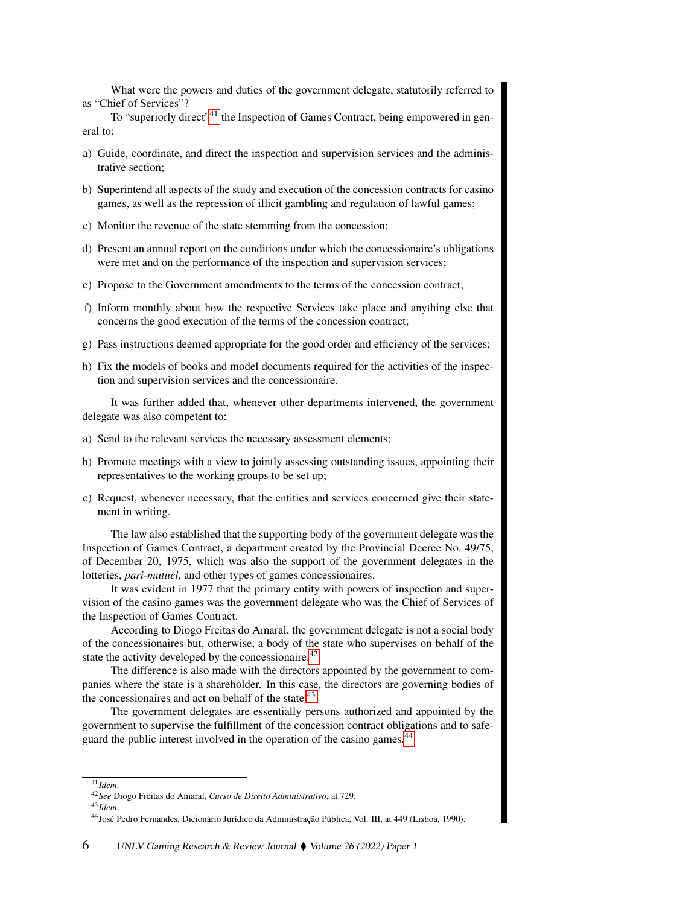What were the powers and duties of the government delegate, statutorily referred to as "Chief of Services"?

To "superiorly direct"[41] the Inspection of Games Contract, being empowered in general to:

a) Guide, coordinate, and direct the inspection and supervision services and the administrative section;

b) Superintend all aspects of the study and execution of the concession contracts for casino games, as well as the repression of illicit gambling and regulation of lawful games;

c) Monitor the revenue of the state stemming from the concession;

d) Present an annual report on the conditions under which the concessionaire's obligations were met and on the performance of the inspection and supervision services;

e) Propose to the Government amendments to the terms of the concession contract;

f) Inform monthly about how the respective Services take place and anything else that concerns the good execution of the terms of the concession contract;

g) Pass instructions deemed appropriate for the good order and efficiency of the services;

h) Fix the models of books and model documents required for the activities of the inspection and supervision services and the concessionaire.

It was further added that, whenever other departments intervened, the government delegate was also competent to:

a) Send to the relevant services the necessary assessment elements;

b) Promote meetings with a view to jointly assessing outstanding issues, appointing their representatives to the working groups to be set up;

c) Request, whenever necessary, that the entities and services concerned give their statement in writing.

The law also established that the supporting body of the government delegate was the Inspection of Games Contract, a department created by the Provincial Decree No. 49/75, of December 20, 1975, which was also the support of the government delegates in the lotteries, *pari-mutuel*, and other types of games concessionaires.

It was evident in 1977 that the primary entity with powers of inspection and supervision of the casino games was the government delegate who was the Chief of Services of the Inspection of Games Contract.

According to Diogo Freitas do Amaral, the government delegate is not a social body of the concessionaires but, otherwise, a body of the state who supervises on behalf of the state the activity developed by the concessionaire.[42]

The difference is also made with the directors appointed by the government to companies where the state is a shareholder. In this case, the directors are governing bodies of the concessionaires and act on behalf of the state.[43]

The government delegates are essentially persons authorized and appointed by the government to supervise the fulfillment of the concession contract obligations and to safeguard the public interest involved in the operation of the casino games.[44]

---

[41] *Idem.*

[42] *See* Diogo Freitas do Amaral, *Curso de Direito Administrativo*, at 729.

[43] *Idem.*

[44] José Pedro Fernandes, Dicionário Jurídico da Administração Pública, Vol. III, at 449 (Lisboa, 1990).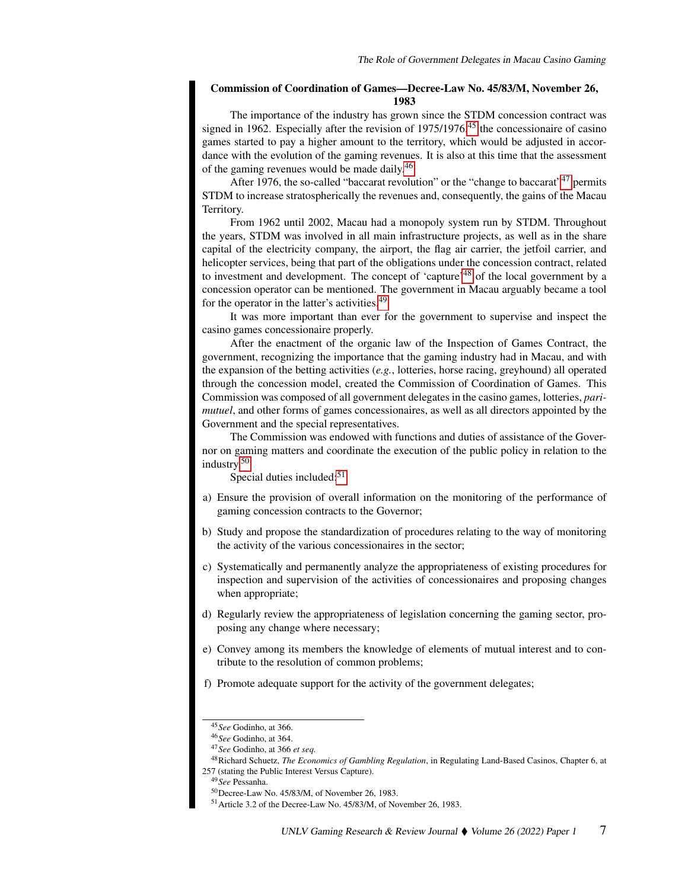### Commission of Coordination of Games—Decree-Law No. 45/83/M, November 26, 1983

The importance of the industry has grown since the STDM concession contract was signed in 1962. Especially after the revision of 1975/1976,[45] the concessionaire of casino games started to pay a higher amount to the territory, which would be adjusted in accordance with the evolution of the gaming revenues. It is also at this time that the assessment of the gaming revenues would be made daily.[46]

After 1976, the so-called "baccarat revolution" or the "change to baccarat"[47] permits STDM to increase stratospherically the revenues and, consequently, the gains of the Macau Territory.

From 1962 until 2002, Macau had a monopoly system run by STDM. Throughout the years, STDM was involved in all main infrastructure projects, as well as in the share capital of the electricity company, the airport, the flag air carrier, the jetfoil carrier, and helicopter services, being that part of the obligations under the concession contract, related to investment and development. The concept of 'capture'[48] of the local government by a concession operator can be mentioned. The government in Macau arguably became a tool for the operator in the latter's activities.[49]

It was more important than ever for the government to supervise and inspect the casino games concessionaire properly.

After the enactment of the organic law of the Inspection of Games Contract, the government, recognizing the importance that the gaming industry had in Macau, and with the expansion of the betting activities (*e.g.*, lotteries, horse racing, greyhound) all operated through the concession model, created the Commission of Coordination of Games. This Commission was composed of all government delegates in the casino games, lotteries, *pari-mutuel*, and other forms of games concessionaires, as well as all directors appointed by the Government and the special representatives.

The Commission was endowed with functions and duties of assistance of the Governor on gaming matters and coordinate the execution of the public policy in relation to the industry.[50]

Special duties included:[51]

a) Ensure the provision of overall information on the monitoring of the performance of gaming concession contracts to the Governor;

b) Study and propose the standardization of procedures relating to the way of monitoring the activity of the various concessionaires in the sector;

c) Systematically and permanently analyze the appropriateness of existing procedures for inspection and supervision of the activities of concessionaires and proposing changes when appropriate;

d) Regularly review the appropriateness of legislation concerning the gaming sector, proposing any change where necessary;

e) Convey among its members the knowledge of elements of mutual interest and to contribute to the resolution of common problems;

f) Promote adequate support for the activity of the government delegates;

---

[45] *See* Godinho, at 366.

[46] *See* Godinho, at 364.

[47] *See* Godinho, at 366 *et seq.*

[48] Richard Schuetz, *The Economics of Gambling Regulation*, in Regulating Land-Based Casinos, Chapter 6, at 257 (stating the Public Interest Versus Capture).

[49] *See* Pessanha.

[50] Decree-Law No. 45/83/M, of November 26, 1983.

[51] Article 3.2 of the Decree-Law No. 45/83/M, of November 26, 1983.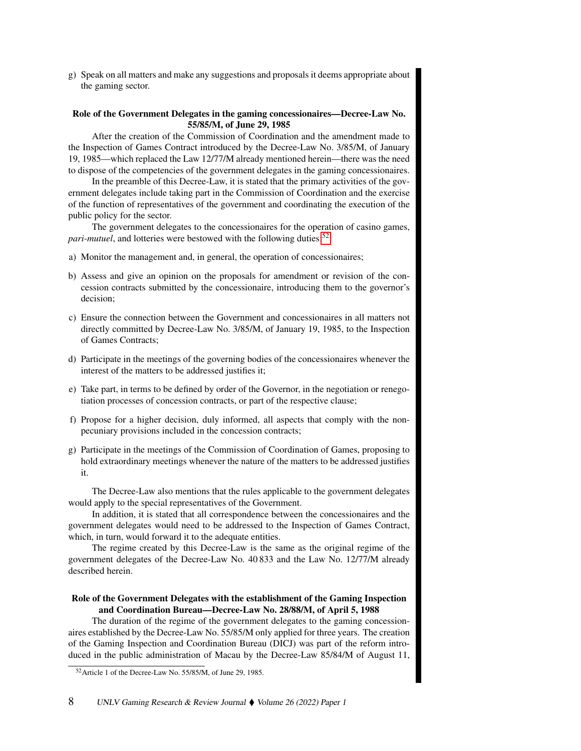g) Speak on all matters and make any suggestions and proposals it deems appropriate about the gaming sector.

**Role of the Government Delegates in the gaming concessionaires—Decree-Law No. 55/85/M, of June 29, 1985**

After the creation of the Commission of Coordination and the amendment made to the Inspection of Games Contract introduced by the Decree-Law No. 3/85/M, of January 19, 1985—which replaced the Law 12/77/M already mentioned herein—there was the need to dispose of the competencies of the government delegates in the gaming concessionaires.

In the preamble of this Decree-Law, it is stated that the primary activities of the government delegates include taking part in the Commission of Coordination and the exercise of the function of representatives of the government and coordinating the execution of the public policy for the sector.

The government delegates to the concessionaires for the operation of casino games, *pari-mutuel*, and lotteries were bestowed with the following duties[52]:

a) Monitor the management and, in general, the operation of concessionaires;

b) Assess and give an opinion on the proposals for amendment or revision of the concession contracts submitted by the concessionaire, introducing them to the governor's decision;

c) Ensure the connection between the Government and concessionaires in all matters not directly committed by Decree-Law No. 3/85/M, of January 19, 1985, to the Inspection of Games Contracts;

d) Participate in the meetings of the governing bodies of the concessionaires whenever the interest of the matters to be addressed justifies it;

e) Take part, in terms to be defined by order of the Governor, in the negotiation or renegotiation processes of concession contracts, or part of the respective clause;

f) Propose for a higher decision, duly informed, all aspects that comply with the non-pecuniary provisions included in the concession contracts;

g) Participate in the meetings of the Commission of Coordination of Games, proposing to hold extraordinary meetings whenever the nature of the matters to be addressed justifies it.

The Decree-Law also mentions that the rules applicable to the government delegates would apply to the special representatives of the Government.

In addition, it is stated that all correspondence between the concessionaires and the government delegates would need to be addressed to the Inspection of Games Contract, which, in turn, would forward it to the adequate entities.

The regime created by this Decree-Law is the same as the original regime of the government delegates of the Decree-Law No. 40 833 and the Law No. 12/77/M already described herein.

**Role of the Government Delegates with the establishment of the Gaming Inspection and Coordination Bureau—Decree-Law No. 28/88/M, of April 5, 1988**

The duration of the regime of the government delegates to the gaming concessionaires established by the Decree-Law No. 55/85/M only applied for three years. The creation of the Gaming Inspection and Coordination Bureau (DICJ) was part of the reform introduced in the public administration of Macau by the Decree-Law 85/84/M of August 11,

[52] Article 1 of the Decree-Law No. 55/85/M, of June 29, 1985.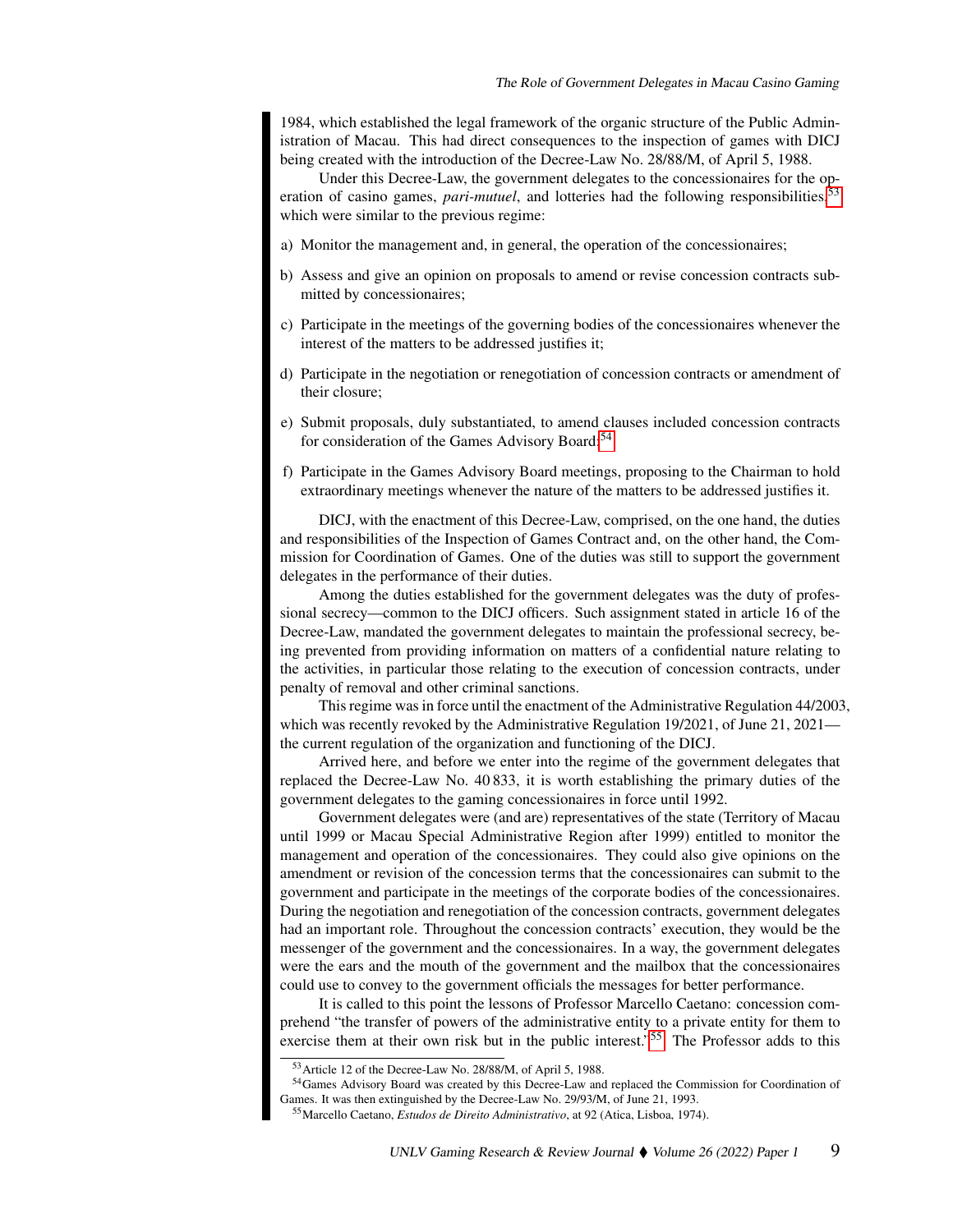1984, which established the legal framework of the organic structure of the Public Administration of Macau. This had direct consequences to the inspection of games with DICJ being created with the introduction of the Decree-Law No. 28/88/M, of April 5, 1988.

Under this Decree-Law, the government delegates to the concessionaires for the operation of casino games, *pari-mutuel*, and lotteries had the following responsibilities,[53] which were similar to the previous regime:

a) Monitor the management and, in general, the operation of the concessionaires;

b) Assess and give an opinion on proposals to amend or revise concession contracts submitted by concessionaires;

c) Participate in the meetings of the governing bodies of the concessionaires whenever the interest of the matters to be addressed justifies it;

d) Participate in the negotiation or renegotiation of concession contracts or amendment of their closure;

e) Submit proposals, duly substantiated, to amend clauses included concession contracts for consideration of the Games Advisory Board;[54]

f) Participate in the Games Advisory Board meetings, proposing to the Chairman to hold extraordinary meetings whenever the nature of the matters to be addressed justifies it.

DICJ, with the enactment of this Decree-Law, comprised, on the one hand, the duties and responsibilities of the Inspection of Games Contract and, on the other hand, the Commission for Coordination of Games. One of the duties was still to support the government delegates in the performance of their duties.

Among the duties established for the government delegates was the duty of professional secrecy—common to the DICJ officers. Such assignment stated in article 16 of the Decree-Law, mandated the government delegates to maintain the professional secrecy, being prevented from providing information on matters of a confidential nature relating to the activities, in particular those relating to the execution of concession contracts, under penalty of removal and other criminal sanctions.

This regime was in force until the enactment of the Administrative Regulation 44/2003, which was recently revoked by the Administrative Regulation 19/2021, of June 21, 2021—the current regulation of the organization and functioning of the DICJ.

Arrived here, and before we enter into the regime of the government delegates that replaced the Decree-Law No. 40 833, it is worth establishing the primary duties of the government delegates to the gaming concessionaires in force until 1992.

Government delegates were (and are) representatives of the state (Territory of Macau until 1999 or Macau Special Administrative Region after 1999) entitled to monitor the management and operation of the concessionaires. They could also give opinions on the amendment or revision of the concession terms that the concessionaires can submit to the government and participate in the meetings of the corporate bodies of the concessionaires. During the negotiation and renegotiation of the concession contracts, government delegates had an important role. Throughout the concession contracts' execution, they would be the messenger of the government and the concessionaires. In a way, the government delegates were the ears and the mouth of the government and the mailbox that the concessionaires could use to convey to the government officials the messages for better performance.

It is called to this point the lessons of Professor Marcello Caetano: concession comprehend "the transfer of powers of the administrative entity to a private entity for them to exercise them at their own risk but in the public interest."[55] The Professor adds to this

[53] Article 12 of the Decree-Law No. 28/88/M, of April 5, 1988.

[54] Games Advisory Board was created by this Decree-Law and replaced the Commission for Coordination of Games. It was then extinguished by the Decree-Law No. 29/93/M, of June 21, 1993.

[55] Marcello Caetano, *Estudos de Direito Administrativo*, at 92 (Atica, Lisboa, 1974).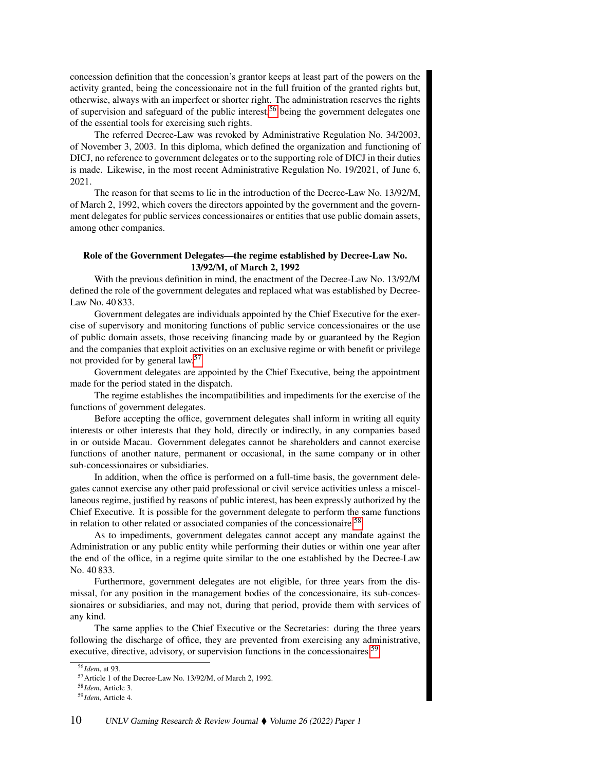concession definition that the concession's grantor keeps at least part of the powers on the activity granted, being the concessionaire not in the full fruition of the granted rights but, otherwise, always with an imperfect or shorter right. The administration reserves the rights of supervision and safeguard of the public interest,[56] being the government delegates one of the essential tools for exercising such rights.

The referred Decree-Law was revoked by Administrative Regulation No. 34/2003, of November 3, 2003. In this diploma, which defined the organization and functioning of DICJ, no reference to government delegates or to the supporting role of DICJ in their duties is made. Likewise, in the most recent Administrative Regulation No. 19/2021, of June 6, 2021.

The reason for that seems to lie in the introduction of the Decree-Law No. 13/92/M, of March 2, 1992, which covers the directors appointed by the government and the government delegates for public services concessionaires or entities that use public domain assets, among other companies.

### Role of the Government Delegates—the regime established by Decree-Law No. 13/92/M, of March 2, 1992

With the previous definition in mind, the enactment of the Decree-Law No. 13/92/M defined the role of the government delegates and replaced what was established by Decree-Law No. 40 833.

Government delegates are individuals appointed by the Chief Executive for the exercise of supervisory and monitoring functions of public service concessionaires or the use of public domain assets, those receiving financing made by or guaranteed by the Region and the companies that exploit activities on an exclusive regime or with benefit or privilege not provided for by general law.[57]

Government delegates are appointed by the Chief Executive, being the appointment made for the period stated in the dispatch.

The regime establishes the incompatibilities and impediments for the exercise of the functions of government delegates.

Before accepting the office, government delegates shall inform in writing all equity interests or other interests that they hold, directly or indirectly, in any companies based in or outside Macau. Government delegates cannot be shareholders and cannot exercise functions of another nature, permanent or occasional, in the same company or in other sub-concessionaires or subsidiaries.

In addition, when the office is performed on a full-time basis, the government delegates cannot exercise any other paid professional or civil service activities unless a miscellaneous regime, justified by reasons of public interest, has been expressly authorized by the Chief Executive. It is possible for the government delegate to perform the same functions in relation to other related or associated companies of the concessionaire.[58]

As to impediments, government delegates cannot accept any mandate against the Administration or any public entity while performing their duties or within one year after the end of the office, in a regime quite similar to the one established by the Decree-Law No. 40 833.

Furthermore, government delegates are not eligible, for three years from the dismissal, for any position in the management bodies of the concessionaire, its sub-concessionaires or subsidiaries, and may not, during that period, provide them with services of any kind.

The same applies to the Chief Executive or the Secretaries: during the three years following the discharge of office, they are prevented from exercising any administrative, executive, directive, advisory, or supervision functions in the concessionaires.[59]

---

[56] *Idem*, at 93.

[57] Article 1 of the Decree-Law No. 13/92/M, of March 2, 1992.

[58] *Idem*, Article 3.

[59] *Idem*, Article 4.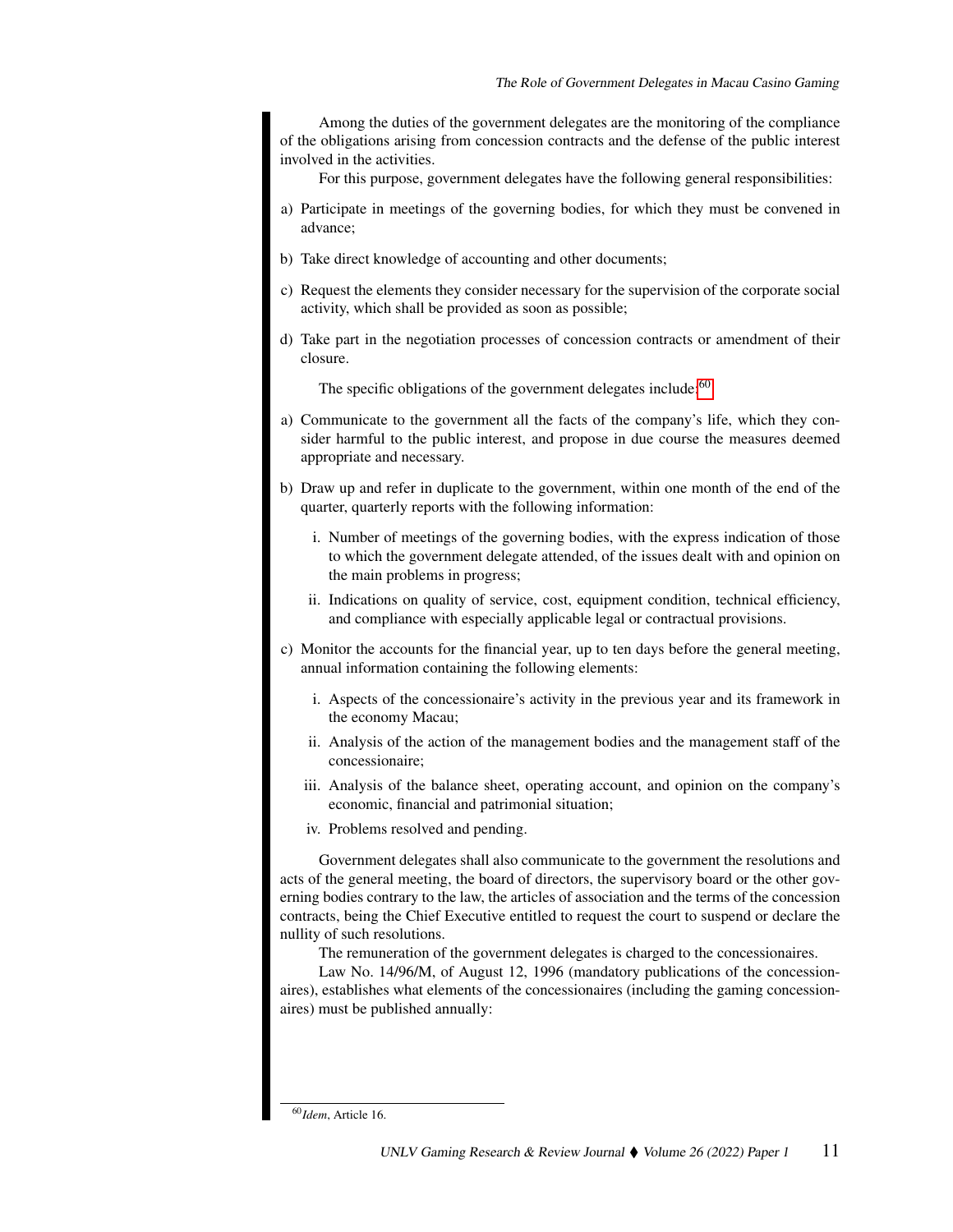Among the duties of the government delegates are the monitoring of the compliance of the obligations arising from concession contracts and the defense of the public interest involved in the activities.

For this purpose, government delegates have the following general responsibilities:

a) Participate in meetings of the governing bodies, for which they must be convened in advance;

b) Take direct knowledge of accounting and other documents;

c) Request the elements they consider necessary for the supervision of the corporate social activity, which shall be provided as soon as possible;

d) Take part in the negotiation processes of concession contracts or amendment of their closure.

The specific obligations of the government delegates include:[60]

a) Communicate to the government all the facts of the company's life, which they consider harmful to the public interest, and propose in due course the measures deemed appropriate and necessary.

b) Draw up and refer in duplicate to the government, within one month of the end of the quarter, quarterly reports with the following information:

   i. Number of meetings of the governing bodies, with the express indication of those to which the government delegate attended, of the issues dealt with and opinion on the main problems in progress;

   ii. Indications on quality of service, cost, equipment condition, technical efficiency, and compliance with especially applicable legal or contractual provisions.

c) Monitor the accounts for the financial year, up to ten days before the general meeting, annual information containing the following elements:

   i. Aspects of the concessionaire's activity in the previous year and its framework in the economy Macau;

   ii. Analysis of the action of the management bodies and the management staff of the concessionaire;

   iii. Analysis of the balance sheet, operating account, and opinion on the company's economic, financial and patrimonial situation;

   iv. Problems resolved and pending.

Government delegates shall also communicate to the government the resolutions and acts of the general meeting, the board of directors, the supervisory board or the other governing bodies contrary to the law, the articles of association and the terms of the concession contracts, being the Chief Executive entitled to request the court to suspend or declare the nullity of such resolutions.

The remuneration of the government delegates is charged to the concessionaires.

Law No. 14/96/M, of August 12, 1996 (mandatory publications of the concessionaires), establishes what elements of the concessionaires (including the gaming concessionaires) must be published annually:

---

[60] *Idem*, Article 16.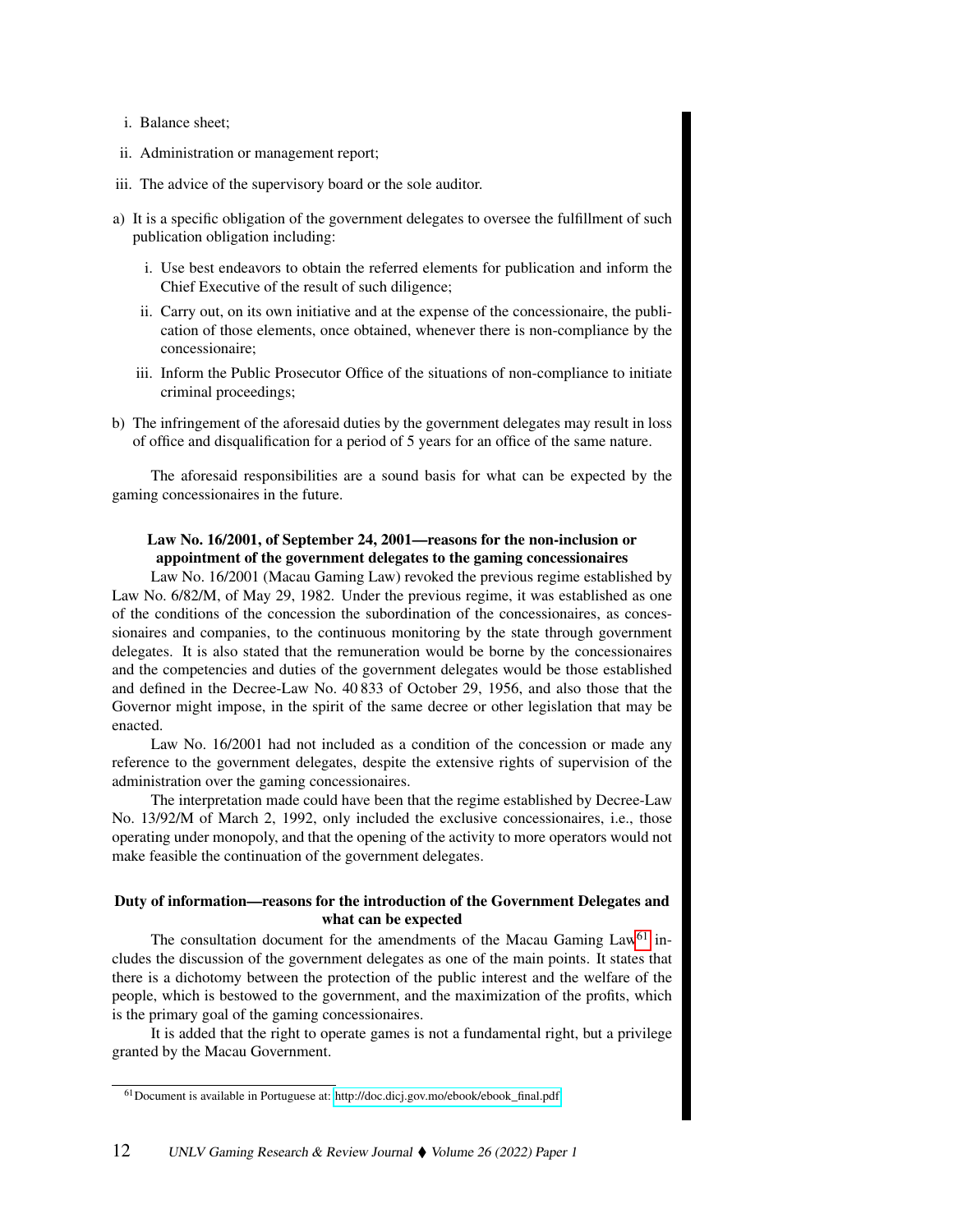i. Balance sheet;

ii. Administration or management report;

iii. The advice of the supervisory board or the sole auditor.

a) It is a specific obligation of the government delegates to oversee the fulfillment of such publication obligation including:

    i. Use best endeavors to obtain the referred elements for publication and inform the Chief Executive of the result of such diligence;

    ii. Carry out, on its own initiative and at the expense of the concessionaire, the publication of those elements, once obtained, whenever there is non-compliance by the concessionaire;

    iii. Inform the Public Prosecutor Office of the situations of non-compliance to initiate criminal proceedings;

b) The infringement of the aforesaid duties by the government delegates may result in loss of office and disqualification for a period of 5 years for an office of the same nature.

The aforesaid responsibilities are a sound basis for what can be expected by the gaming concessionaires in the future.

**Law No. 16/2001, of September 24, 2001—reasons for the non-inclusion or appointment of the government delegates to the gaming concessionaires**

Law No. 16/2001 (Macau Gaming Law) revoked the previous regime established by Law No. 6/82/M, of May 29, 1982. Under the previous regime, it was established as one of the conditions of the concession the subordination of the concessionaires, as concessionaires and companies, to the continuous monitoring by the state through government delegates. It is also stated that the remuneration would be borne by the concessionaires and the competencies and duties of the government delegates would be those established and defined in the Decree-Law No. 40 833 of October 29, 1956, and also those that the Governor might impose, in the spirit of the same decree or other legislation that may be enacted.

Law No. 16/2001 had not included as a condition of the concession or made any reference to the government delegates, despite the extensive rights of supervision of the administration over the gaming concessionaires.

The interpretation made could have been that the regime established by Decree-Law No. 13/92/M of March 2, 1992, only included the exclusive concessionaires, i.e., those operating under monopoly, and that the opening of the activity to more operators would not make feasible the continuation of the government delegates.

**Duty of information—reasons for the introduction of the Government Delegates and what can be expected**

The consultation document for the amendments of the Macau Gaming Law[61] includes the discussion of the government delegates as one of the main points. It states that there is a dichotomy between the protection of the public interest and the welfare of the people, which is bestowed to the government, and the maximization of the profits, which is the primary goal of the gaming concessionaires.

It is added that the right to operate games is not a fundamental right, but a privilege granted by the Macau Government.

[61] Document is available in Portuguese at: http://doc.dicj.gov.mo/ebook/ebook_final.pdf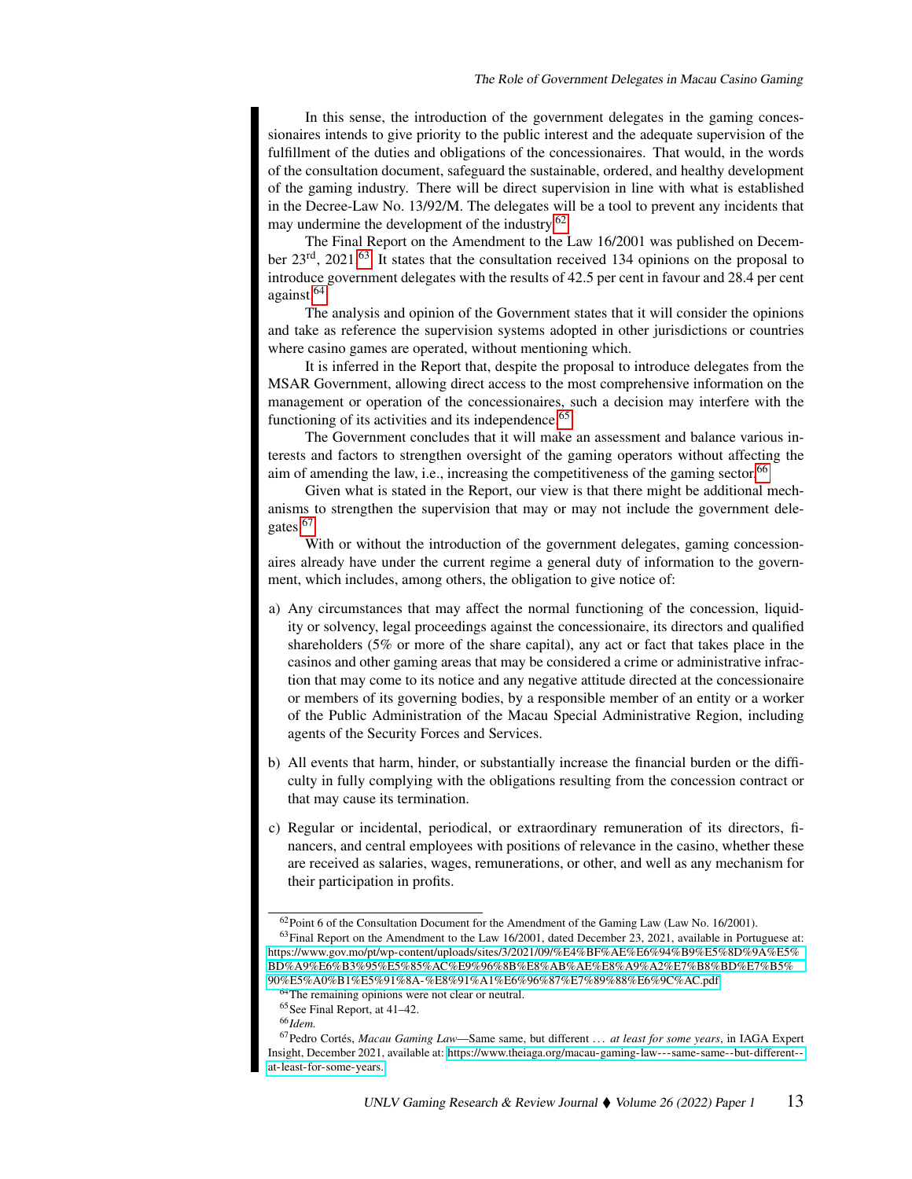In this sense, the introduction of the government delegates in the gaming concessionaires intends to give priority to the public interest and the adequate supervision of the fulfillment of the duties and obligations of the concessionaires. That would, in the words of the consultation document, safeguard the sustainable, ordered, and healthy development of the gaming industry. There will be direct supervision in line with what is established in the Decree-Law No. 13/92/M. The delegates will be a tool to prevent any incidents that may undermine the development of the industry.[62]

The Final Report on the Amendment to the Law 16/2001 was published on December 23rd, 2021.[63] It states that the consultation received 134 opinions on the proposal to introduce government delegates with the results of 42.5 per cent in favour and 28.4 per cent against.[64]

The analysis and opinion of the Government states that it will consider the opinions and take as reference the supervision systems adopted in other jurisdictions or countries where casino games are operated, without mentioning which.

It is inferred in the Report that, despite the proposal to introduce delegates from the MSAR Government, allowing direct access to the most comprehensive information on the management or operation of the concessionaires, such a decision may interfere with the functioning of its activities and its independence.[65]

The Government concludes that it will make an assessment and balance various interests and factors to strengthen oversight of the gaming operators without affecting the aim of amending the law, i.e., increasing the competitiveness of the gaming sector.[66]

Given what is stated in the Report, our view is that there might be additional mechanisms to strengthen the supervision that may or may not include the government delegates.[67]

With or without the introduction of the government delegates, gaming concessionaires already have under the current regime a general duty of information to the government, which includes, among others, the obligation to give notice of:

a) Any circumstances that may affect the normal functioning of the concession, liquidity or solvency, legal proceedings against the concessionaire, its directors and qualified shareholders (5% or more of the share capital), any act or fact that takes place in the casinos and other gaming areas that may be considered a crime or administrative infraction that may come to its notice and any negative attitude directed at the concessionaire or members of its governing bodies, by a responsible member of an entity or a worker of the Public Administration of the Macau Special Administrative Region, including agents of the Security Forces and Services.

b) All events that harm, hinder, or substantially increase the financial burden or the difficulty in fully complying with the obligations resulting from the concession contract or that may cause its termination.

c) Regular or incidental, periodical, or extraordinary remuneration of its directors, financers, and central employees with positions of relevance in the casino, whether these are received as salaries, wages, remunerations, or other, and well as any mechanism for their participation in profits.

---

[62] Point 6 of the Consultation Document for the Amendment of the Gaming Law (Law No. 16/2001).

[63] Final Report on the Amendment to the Law 16/2001, dated December 23, 2021, available in Portuguese at: https://www.gov.mo/pt/wp-content/uploads/sites/3/2021/09/%E4%BF%AE%E6%94%B9%E5%8D%9A%E5%BD%A9%E6%B3%95%E5%85%AC%E9%96%8B%E8%AB%AE%E8%A9%A2%E7%B8%BD%E7%B5%90%E5%A0%B1%E5%91%8A-%E8%91%A1%E6%96%87%E7%89%88%E6%9C%AC.pdf

[64] The remaining opinions were not clear or neutral.

[65] See Final Report, at 41–42.

[66] *Idem.*

[67] Pedro Cortés, *Macau Gaming Law*—Same same, but different . . . *at least for some years*, in IAGA Expert Insight, December 2021, available at: https://www.theiaga.org/macau-gaming-law---same-same--but-different--at-least-for-some-years.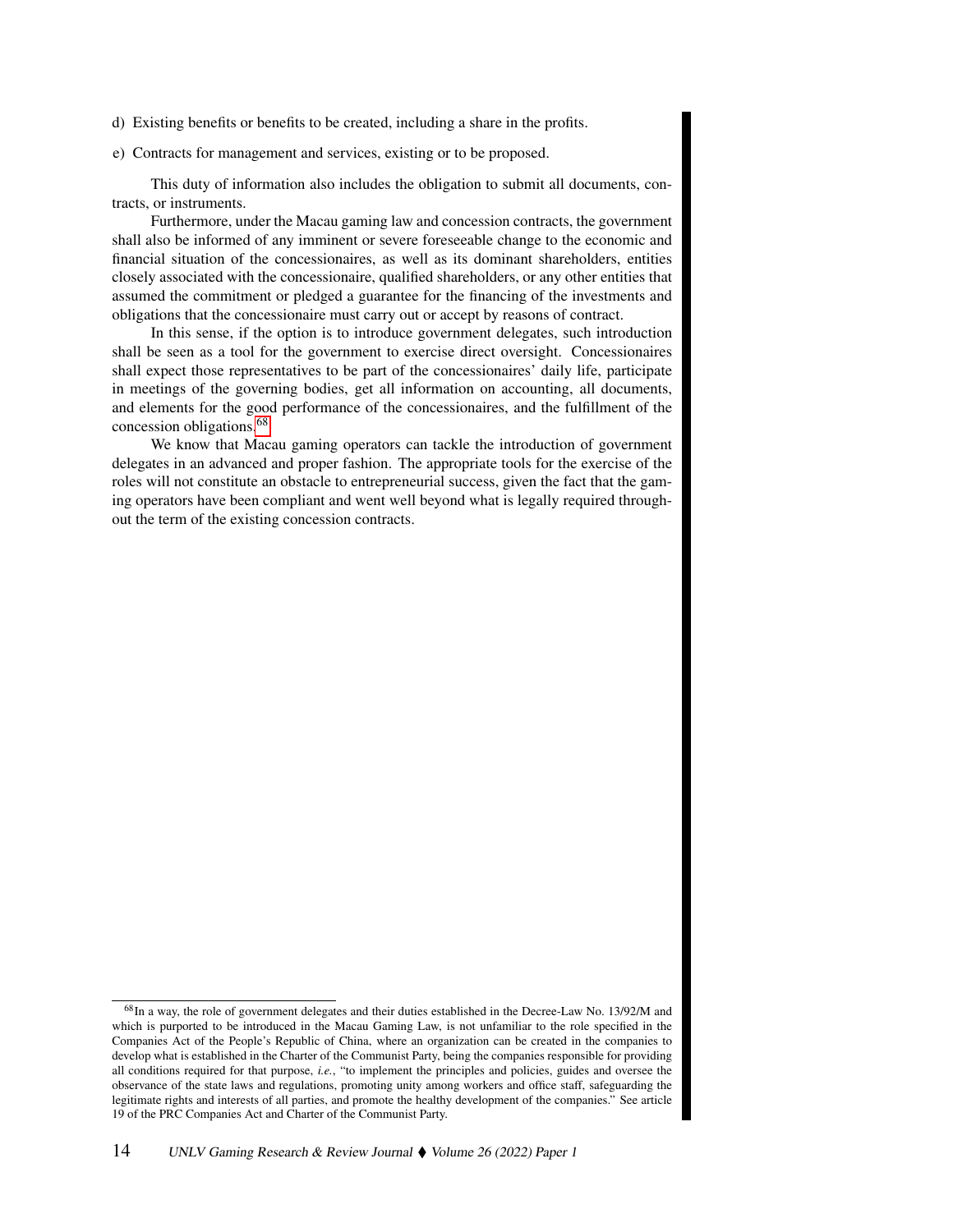d) Existing benefits or benefits to be created, including a share in the profits.

e) Contracts for management and services, existing or to be proposed.

This duty of information also includes the obligation to submit all documents, contracts, or instruments.

Furthermore, under the Macau gaming law and concession contracts, the government shall also be informed of any imminent or severe foreseeable change to the economic and financial situation of the concessionaires, as well as its dominant shareholders, entities closely associated with the concessionaire, qualified shareholders, or any other entities that assumed the commitment or pledged a guarantee for the financing of the investments and obligations that the concessionaire must carry out or accept by reasons of contract.

In this sense, if the option is to introduce government delegates, such introduction shall be seen as a tool for the government to exercise direct oversight. Concessionaires shall expect those representatives to be part of the concessionaires' daily life, participate in meetings of the governing bodies, get all information on accounting, all documents, and elements for the good performance of the concessionaires, and the fulfillment of the concession obligations.[68]

We know that Macau gaming operators can tackle the introduction of government delegates in an advanced and proper fashion. The appropriate tools for the exercise of the roles will not constitute an obstacle to entrepreneurial success, given the fact that the gaming operators have been compliant and went well beyond what is legally required throughout the term of the existing concession contracts.

---

[68] In a way, the role of government delegates and their duties established in the Decree-Law No. 13/92/M and which is purported to be introduced in the Macau Gaming Law, is not unfamiliar to the role specified in the Companies Act of the People's Republic of China, where an organization can be created in the companies to develop what is established in the Charter of the Communist Party, being the companies responsible for providing all conditions required for that purpose, *i.e.*, "to implement the principles and policies, guides and oversee the observance of the state laws and regulations, promoting unity among workers and office staff, safeguarding the legitimate rights and interests of all parties, and promote the healthy development of the companies." See article 19 of the PRC Companies Act and Charter of the Communist Party.